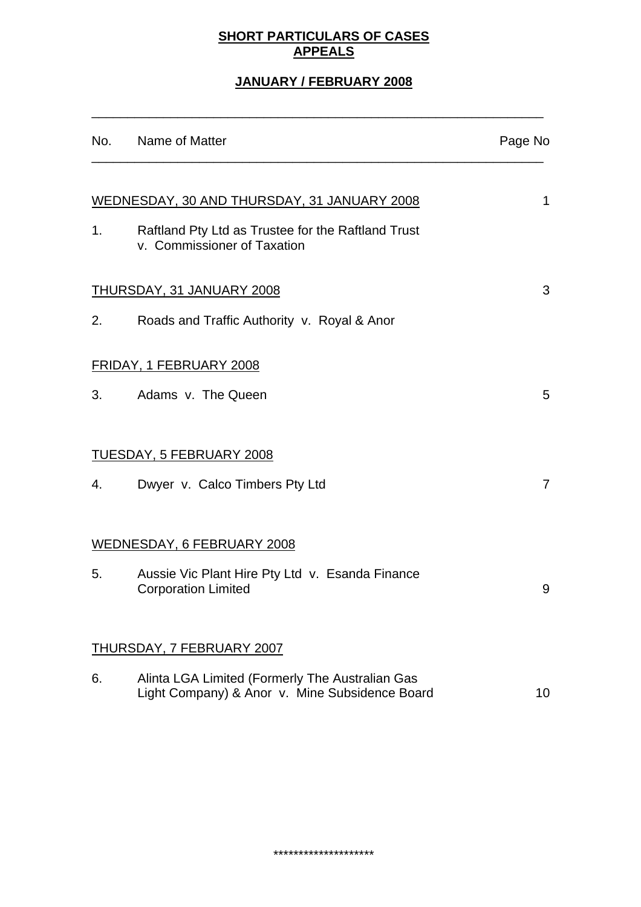# SHORT PARTICULARS OF CASES
# APPEALS

## JANUARY / FEBRUARY 2008

| No. | Name of Matter | Page No |
|---|---|---|
| | WEDNESDAY, 30 AND THURSDAY, 31 JANUARY 2008 | 1 |
| 1. | Raftland Pty Ltd as Trustee for the Raftland Trust v. Commissioner of Taxation | |
| | THURSDAY, 31 JANUARY 2008 | 3 |
| 2. | Roads and Traffic Authority v. Royal & Anor | |
| | FRIDAY, 1 FEBRUARY 2008 | |
| 3. | Adams v. The Queen | 5 |
| | TUESDAY, 5 FEBRUARY 2008 | |
| 4. | Dwyer v. Calco Timbers Pty Ltd | 7 |
| | WEDNESDAY, 6 FEBRUARY 2008 | |
| 5. | Aussie Vic Plant Hire Pty Ltd v. Esanda Finance Corporation Limited | 9 |
| | THURSDAY, 7 FEBRUARY 2007 | |
| 6. | Alinta LGA Limited (Formerly The Australian Gas Light Company) & Anor v. Mine Subsidence Board | 10 |

********************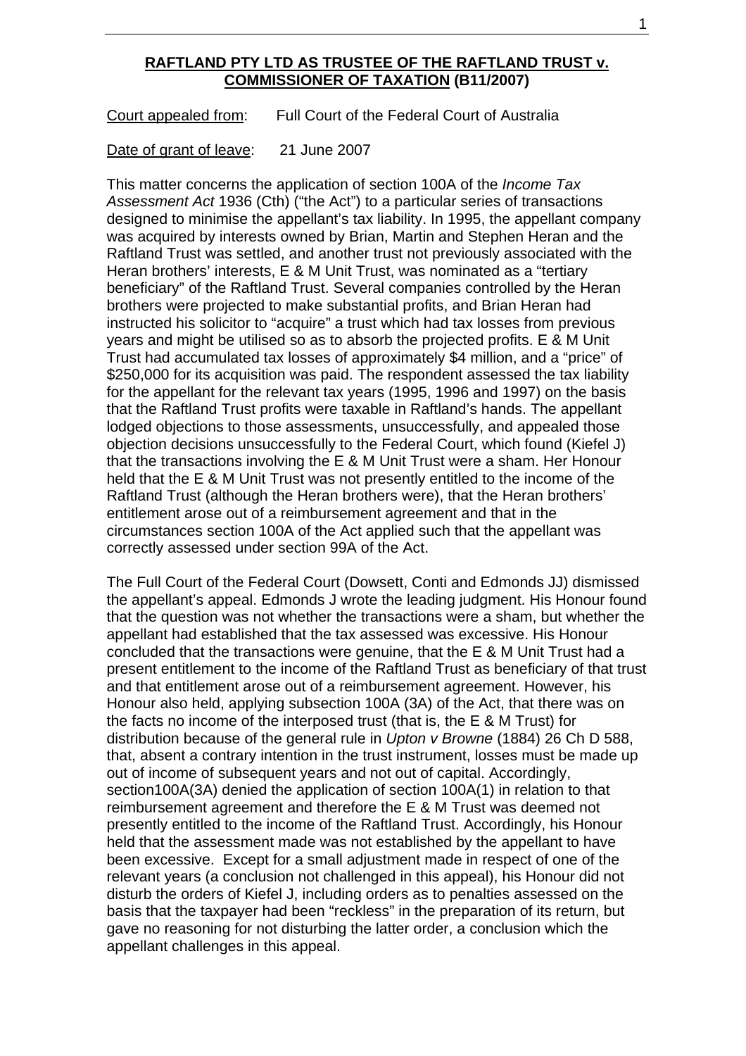**RAFTLAND PTY LTD AS TRUSTEE OF THE RAFTLAND TRUST v. COMMISSIONER OF TAXATION (B11/2007)**

Court appealed from: Full Court of the Federal Court of Australia

Date of grant of leave: 21 June 2007

This matter concerns the application of section 100A of the *Income Tax Assessment Act* 1936 (Cth) ("the Act") to a particular series of transactions designed to minimise the appellant's tax liability. In 1995, the appellant company was acquired by interests owned by Brian, Martin and Stephen Heran and the Raftland Trust was settled, and another trust not previously associated with the Heran brothers' interests, E & M Unit Trust, was nominated as a "tertiary beneficiary" of the Raftland Trust. Several companies controlled by the Heran brothers were projected to make substantial profits, and Brian Heran had instructed his solicitor to "acquire" a trust which had tax losses from previous years and might be utilised so as to absorb the projected profits. E & M Unit Trust had accumulated tax losses of approximately $4 million, and a "price" of $250,000 for its acquisition was paid. The respondent assessed the tax liability for the appellant for the relevant tax years (1995, 1996 and 1997) on the basis that the Raftland Trust profits were taxable in Raftland's hands. The appellant lodged objections to those assessments, unsuccessfully, and appealed those objection decisions unsuccessfully to the Federal Court, which found (Kiefel J) that the transactions involving the E & M Unit Trust were a sham. Her Honour held that the E & M Unit Trust was not presently entitled to the income of the Raftland Trust (although the Heran brothers were), that the Heran brothers' entitlement arose out of a reimbursement agreement and that in the circumstances section 100A of the Act applied such that the appellant was correctly assessed under section 99A of the Act.

The Full Court of the Federal Court (Dowsett, Conti and Edmonds JJ) dismissed the appellant's appeal. Edmonds J wrote the leading judgment. His Honour found that the question was not whether the transactions were a sham, but whether the appellant had established that the tax assessed was excessive. His Honour concluded that the transactions were genuine, that the E & M Unit Trust had a present entitlement to the income of the Raftland Trust as beneficiary of that trust and that entitlement arose out of a reimbursement agreement. However, his Honour also held, applying subsection 100A (3A) of the Act, that there was on the facts no income of the interposed trust (that is, the E & M Trust) for distribution because of the general rule in *Upton v Browne* (1884) 26 Ch D 588, that, absent a contrary intention in the trust instrument, losses must be made up out of income of subsequent years and not out of capital. Accordingly, section100A(3A) denied the application of section 100A(1) in relation to that reimbursement agreement and therefore the E & M Trust was deemed not presently entitled to the income of the Raftland Trust. Accordingly, his Honour held that the assessment made was not established by the appellant to have been excessive. Except for a small adjustment made in respect of one of the relevant years (a conclusion not challenged in this appeal), his Honour did not disturb the orders of Kiefel J, including orders as to penalties assessed on the basis that the taxpayer had been "reckless" in the preparation of its return, but gave no reasoning for not disturbing the latter order, a conclusion which the appellant challenges in this appeal.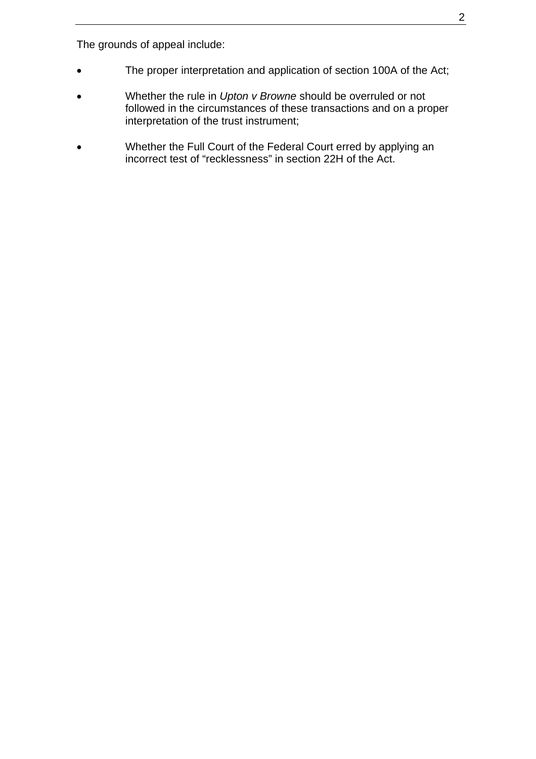The grounds of appeal include:

- The proper interpretation and application of section 100A of the Act;
- Whether the rule in *Upton v Browne* should be overruled or not followed in the circumstances of these transactions and on a proper interpretation of the trust instrument;
- Whether the Full Court of the Federal Court erred by applying an incorrect test of “recklessness” in section 22H of the Act.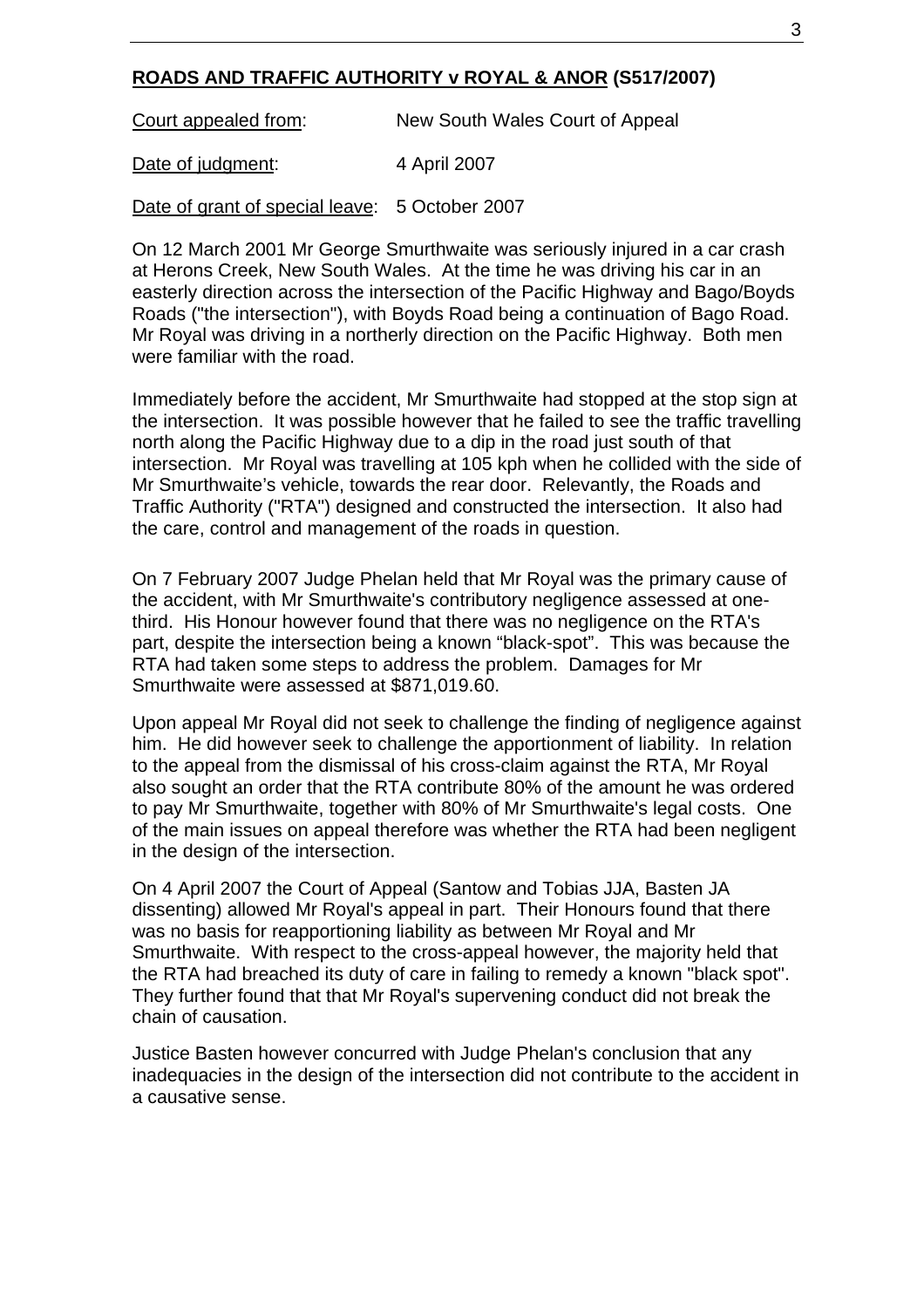**ROADS AND TRAFFIC AUTHORITY v ROYAL & ANOR (S517/2007)**

Court appealed from: New South Wales Court of Appeal

Date of judgment: 4 April 2007

Date of grant of special leave: 5 October 2007

On 12 March 2001 Mr George Smurthwaite was seriously injured in a car crash at Herons Creek, New South Wales. At the time he was driving his car in an easterly direction across the intersection of the Pacific Highway and Bago/Boyds Roads ("the intersection"), with Boyds Road being a continuation of Bago Road. Mr Royal was driving in a northerly direction on the Pacific Highway. Both men were familiar with the road.

Immediately before the accident, Mr Smurthwaite had stopped at the stop sign at the intersection. It was possible however that he failed to see the traffic travelling north along the Pacific Highway due to a dip in the road just south of that intersection. Mr Royal was travelling at 105 kph when he collided with the side of Mr Smurthwaite's vehicle, towards the rear door. Relevantly, the Roads and Traffic Authority ("RTA") designed and constructed the intersection. It also had the care, control and management of the roads in question.

On 7 February 2007 Judge Phelan held that Mr Royal was the primary cause of the accident, with Mr Smurthwaite's contributory negligence assessed at one-third. His Honour however found that there was no negligence on the RTA's part, despite the intersection being a known "black-spot". This was because the RTA had taken some steps to address the problem. Damages for Mr Smurthwaite were assessed at $871,019.60.

Upon appeal Mr Royal did not seek to challenge the finding of negligence against him. He did however seek to challenge the apportionment of liability. In relation to the appeal from the dismissal of his cross-claim against the RTA, Mr Royal also sought an order that the RTA contribute 80% of the amount he was ordered to pay Mr Smurthwaite, together with 80% of Mr Smurthwaite's legal costs. One of the main issues on appeal therefore was whether the RTA had been negligent in the design of the intersection.

On 4 April 2007 the Court of Appeal (Santow and Tobias JJA, Basten JA dissenting) allowed Mr Royal's appeal in part. Their Honours found that there was no basis for reapportioning liability as between Mr Royal and Mr Smurthwaite. With respect to the cross-appeal however, the majority held that the RTA had breached its duty of care in failing to remedy a known "black spot". They further found that that Mr Royal's supervening conduct did not break the chain of causation.

Justice Basten however concurred with Judge Phelan's conclusion that any inadequacies in the design of the intersection did not contribute to the accident in a causative sense.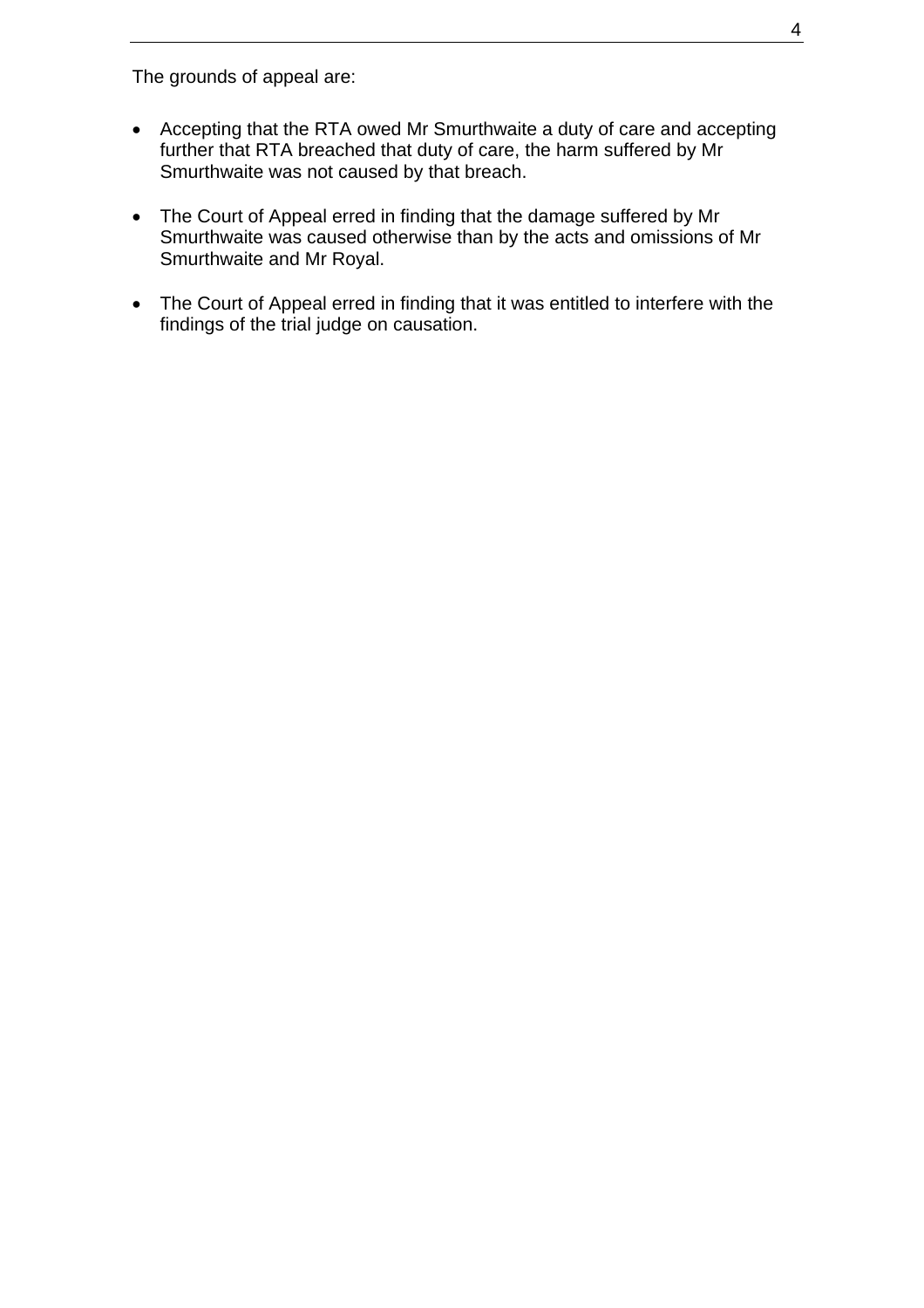The grounds of appeal are:

- Accepting that the RTA owed Mr Smurthwaite a duty of care and accepting further that RTA breached that duty of care, the harm suffered by Mr Smurthwaite was not caused by that breach.

- The Court of Appeal erred in finding that the damage suffered by Mr Smurthwaite was caused otherwise than by the acts and omissions of Mr Smurthwaite and Mr Royal.

- The Court of Appeal erred in finding that it was entitled to interfere with the findings of the trial judge on causation.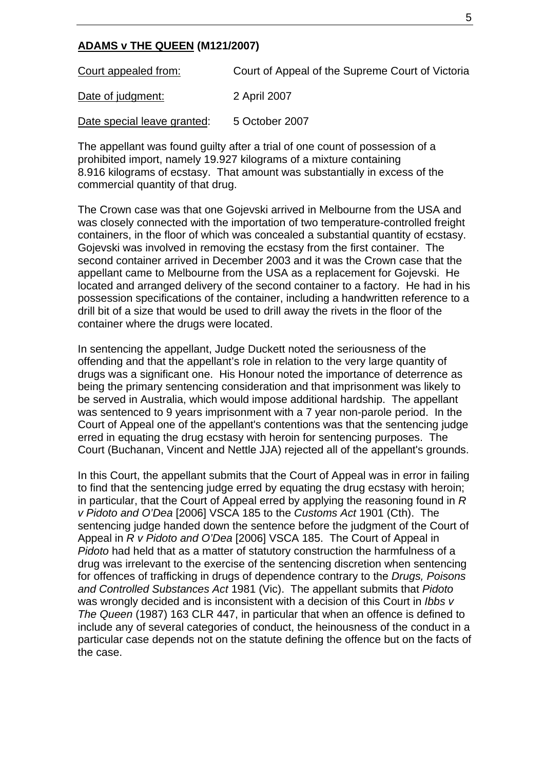**ADAMS v THE QUEEN (M121/2007)**

| | |
|---|---|
| Court appealed from: | Court of Appeal of the Supreme Court of Victoria |
| Date of judgment: | 2 April 2007 |
| Date special leave granted: | 5 October 2007 |

The appellant was found guilty after a trial of one count of possession of a prohibited import, namely 19.927 kilograms of a mixture containing 8.916 kilograms of ecstasy. That amount was substantially in excess of the commercial quantity of that drug.

The Crown case was that one Gojevski arrived in Melbourne from the USA and was closely connected with the importation of two temperature-controlled freight containers, in the floor of which was concealed a substantial quantity of ecstasy. Gojevski was involved in removing the ecstasy from the first container. The second container arrived in December 2003 and it was the Crown case that the appellant came to Melbourne from the USA as a replacement for Gojevski. He located and arranged delivery of the second container to a factory. He had in his possession specifications of the container, including a handwritten reference to a drill bit of a size that would be used to drill away the rivets in the floor of the container where the drugs were located.

In sentencing the appellant, Judge Duckett noted the seriousness of the offending and that the appellant's role in relation to the very large quantity of drugs was a significant one. His Honour noted the importance of deterrence as being the primary sentencing consideration and that imprisonment was likely to be served in Australia, which would impose additional hardship. The appellant was sentenced to 9 years imprisonment with a 7 year non-parole period. In the Court of Appeal one of the appellant's contentions was that the sentencing judge erred in equating the drug ecstasy with heroin for sentencing purposes. The Court (Buchanan, Vincent and Nettle JJA) rejected all of the appellant's grounds.

In this Court, the appellant submits that the Court of Appeal was in error in failing to find that the sentencing judge erred by equating the drug ecstasy with heroin; in particular, that the Court of Appeal erred by applying the reasoning found in *R v Pidoto and O'Dea* [2006] VSCA 185 to the *Customs Act* 1901 (Cth). The sentencing judge handed down the sentence before the judgment of the Court of Appeal in *R v Pidoto and O'Dea* [2006] VSCA 185. The Court of Appeal in *Pidoto* had held that as a matter of statutory construction the harmfulness of a drug was irrelevant to the exercise of the sentencing discretion when sentencing for offences of trafficking in drugs of dependence contrary to the *Drugs, Poisons and Controlled Substances Act* 1981 (Vic). The appellant submits that *Pidoto* was wrongly decided and is inconsistent with a decision of this Court in *Ibbs v The Queen* (1987) 163 CLR 447, in particular that when an offence is defined to include any of several categories of conduct, the heinousness of the conduct in a particular case depends not on the statute defining the offence but on the facts of the case.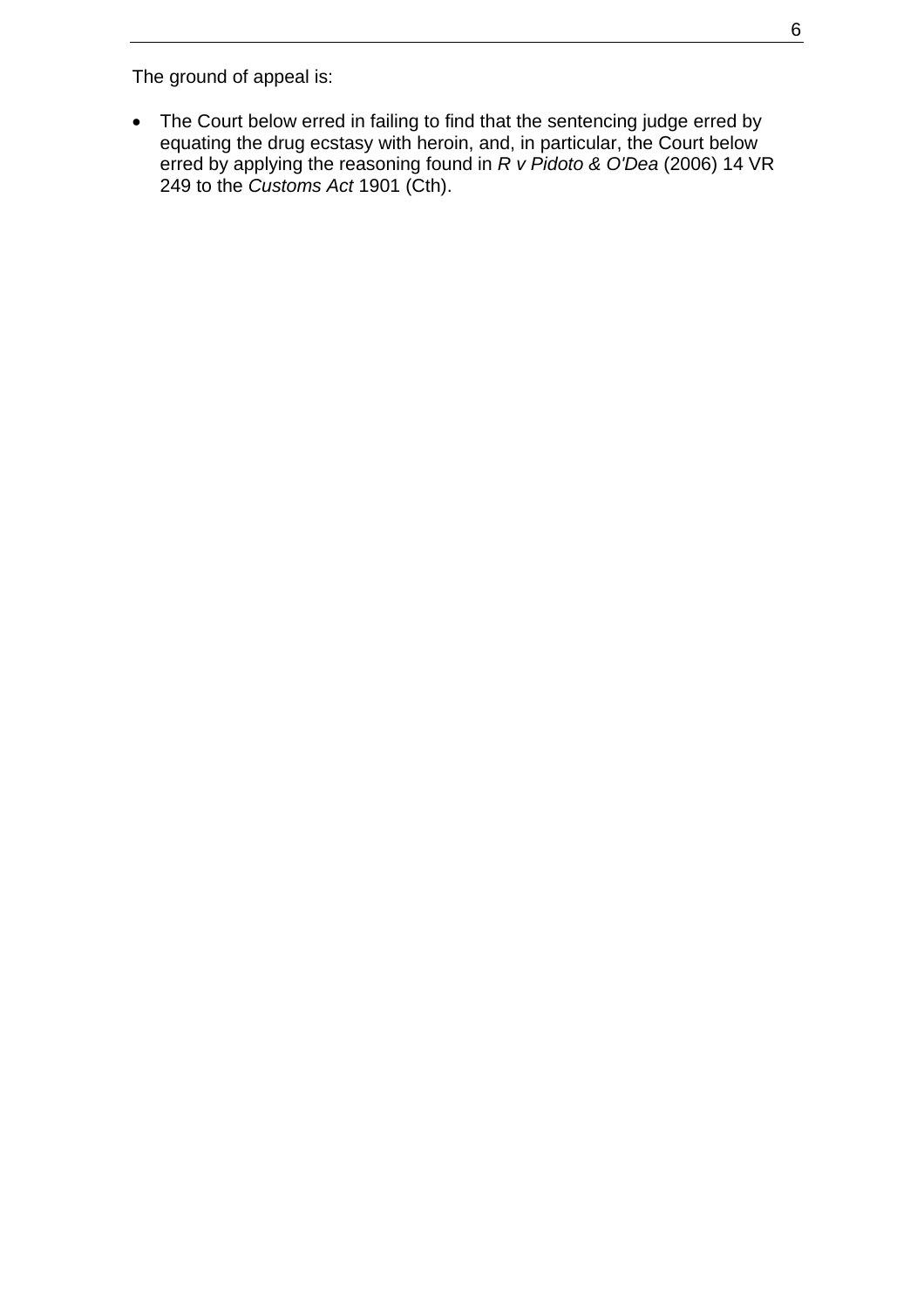The ground of appeal is:

- The Court below erred in failing to find that the sentencing judge erred by equating the drug ecstasy with heroin, and, in particular, the Court below erred by applying the reasoning found in *R v Pidoto & O'Dea* (2006) 14 VR 249 to the *Customs Act* 1901 (Cth).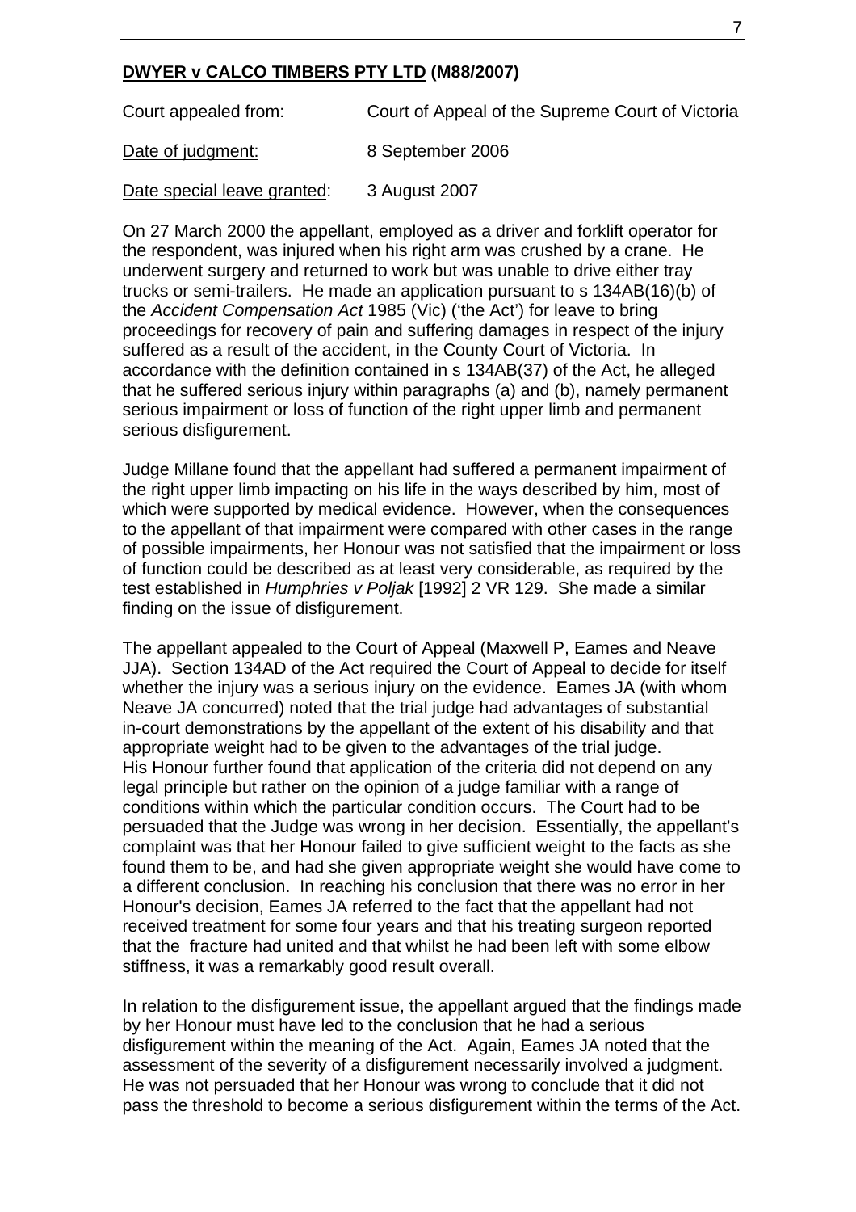**DWYER v CALCO TIMBERS PTY LTD (M88/2007)**

| | |
|---|---|
| Court appealed from: | Court of Appeal of the Supreme Court of Victoria |
| Date of judgment: | 8 September 2006 |
| Date special leave granted: | 3 August 2007 |

On 27 March 2000 the appellant, employed as a driver and forklift operator for the respondent, was injured when his right arm was crushed by a crane. He underwent surgery and returned to work but was unable to drive either tray trucks or semi-trailers. He made an application pursuant to s 134AB(16)(b) of the *Accident Compensation Act* 1985 (Vic) ('the Act') for leave to bring proceedings for recovery of pain and suffering damages in respect of the injury suffered as a result of the accident, in the County Court of Victoria. In accordance with the definition contained in s 134AB(37) of the Act, he alleged that he suffered serious injury within paragraphs (a) and (b), namely permanent serious impairment or loss of function of the right upper limb and permanent serious disfigurement.

Judge Millane found that the appellant had suffered a permanent impairment of the right upper limb impacting on his life in the ways described by him, most of which were supported by medical evidence. However, when the consequences to the appellant of that impairment were compared with other cases in the range of possible impairments, her Honour was not satisfied that the impairment or loss of function could be described as at least very considerable, as required by the test established in *Humphries v Poljak* [1992] 2 VR 129. She made a similar finding on the issue of disfigurement.

The appellant appealed to the Court of Appeal (Maxwell P, Eames and Neave JJA). Section 134AD of the Act required the Court of Appeal to decide for itself whether the injury was a serious injury on the evidence. Eames JA (with whom Neave JA concurred) noted that the trial judge had advantages of substantial in-court demonstrations by the appellant of the extent of his disability and that appropriate weight had to be given to the advantages of the trial judge. His Honour further found that application of the criteria did not depend on any legal principle but rather on the opinion of a judge familiar with a range of conditions within which the particular condition occurs. The Court had to be persuaded that the Judge was wrong in her decision. Essentially, the appellant's complaint was that her Honour failed to give sufficient weight to the facts as she found them to be, and had she given appropriate weight she would have come to a different conclusion. In reaching his conclusion that there was no error in her Honour's decision, Eames JA referred to the fact that the appellant had not received treatment for some four years and that his treating surgeon reported that the fracture had united and that whilst he had been left with some elbow stiffness, it was a remarkably good result overall.

In relation to the disfigurement issue, the appellant argued that the findings made by her Honour must have led to the conclusion that he had a serious disfigurement within the meaning of the Act. Again, Eames JA noted that the assessment of the severity of a disfigurement necessarily involved a judgment. He was not persuaded that her Honour was wrong to conclude that it did not pass the threshold to become a serious disfigurement within the terms of the Act.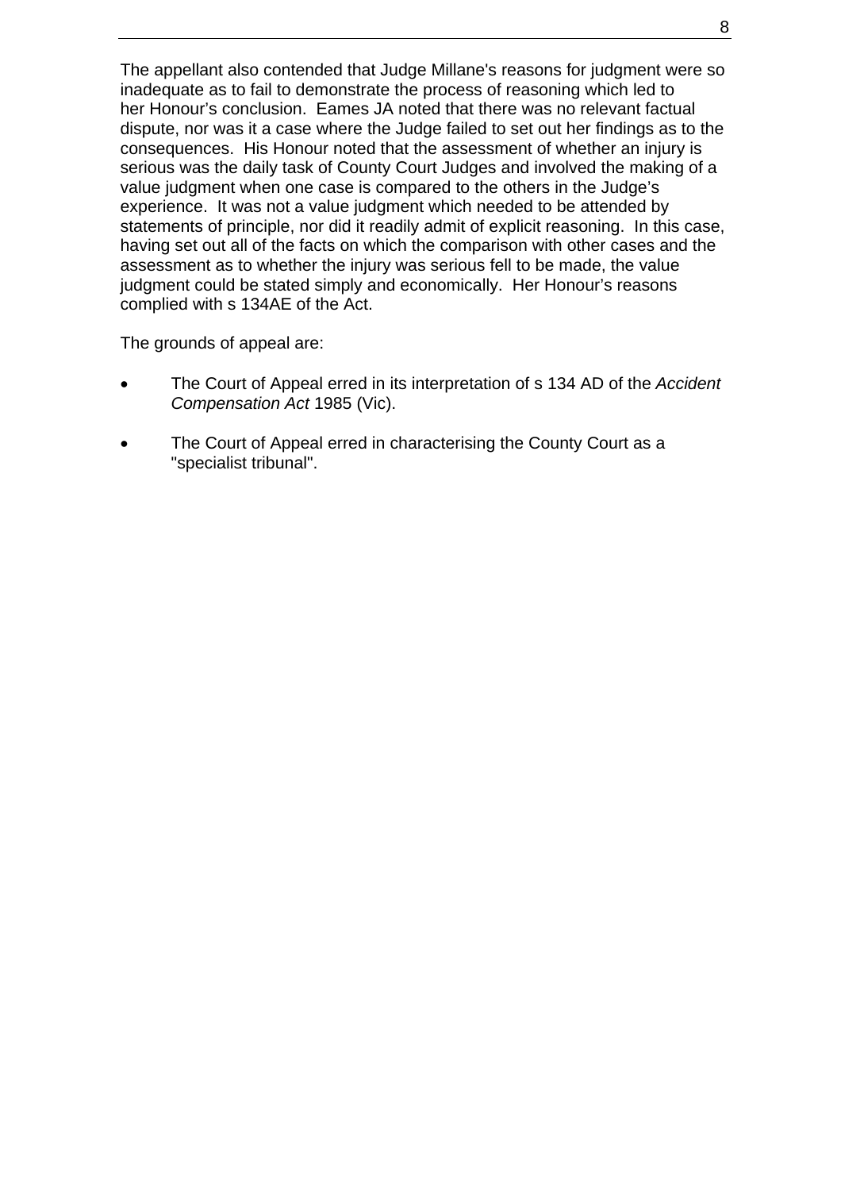The appellant also contended that Judge Millane's reasons for judgment were so inadequate as to fail to demonstrate the process of reasoning which led to her Honour's conclusion. Eames JA noted that there was no relevant factual dispute, nor was it a case where the Judge failed to set out her findings as to the consequences. His Honour noted that the assessment of whether an injury is serious was the daily task of County Court Judges and involved the making of a value judgment when one case is compared to the others in the Judge's experience. It was not a value judgment which needed to be attended by statements of principle, nor did it readily admit of explicit reasoning. In this case, having set out all of the facts on which the comparison with other cases and the assessment as to whether the injury was serious fell to be made, the value judgment could be stated simply and economically. Her Honour's reasons complied with s 134AE of the Act.

The grounds of appeal are:

- The Court of Appeal erred in its interpretation of s 134 AD of the *Accident Compensation Act* 1985 (Vic).
- The Court of Appeal erred in characterising the County Court as a "specialist tribunal".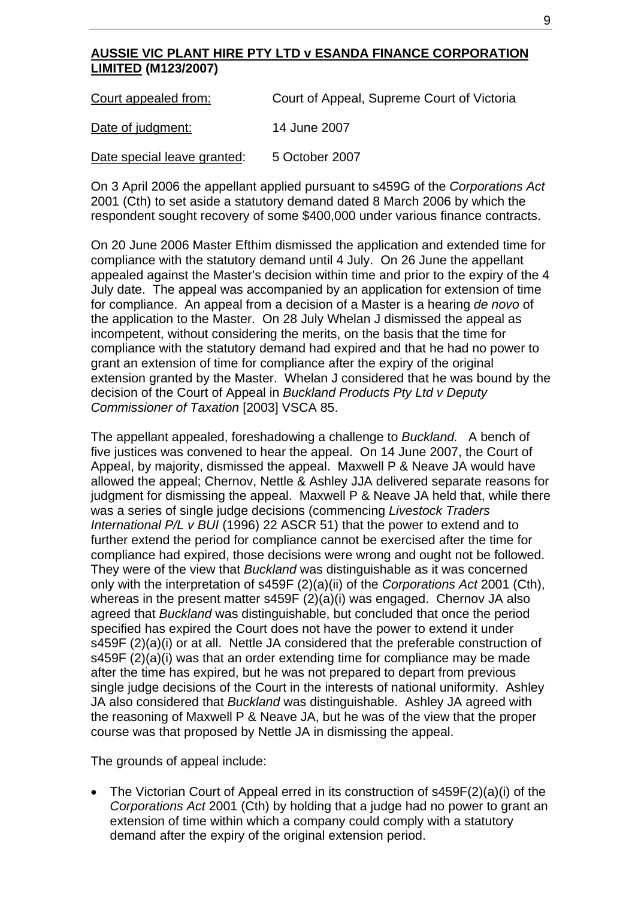## **AUSSIE VIC PLANT HIRE PTY LTD v ESANDA FINANCE CORPORATION LIMITED (M123/2007)**

| | |
|---|---|
| Court appealed from: | Court of Appeal, Supreme Court of Victoria |
| Date of judgment: | 14 June 2007 |
| Date special leave granted: | 5 October 2007 |

On 3 April 2006 the appellant applied pursuant to s459G of the *Corporations Act* 2001 (Cth) to set aside a statutory demand dated 8 March 2006 by which the respondent sought recovery of some $400,000 under various finance contracts.

On 20 June 2006 Master Efthim dismissed the application and extended time for compliance with the statutory demand until 4 July. On 26 June the appellant appealed against the Master's decision within time and prior to the expiry of the 4 July date. The appeal was accompanied by an application for extension of time for compliance. An appeal from a decision of a Master is a hearing *de novo* of the application to the Master. On 28 July Whelan J dismissed the appeal as incompetent, without considering the merits, on the basis that the time for compliance with the statutory demand had expired and that he had no power to grant an extension of time for compliance after the expiry of the original extension granted by the Master. Whelan J considered that he was bound by the decision of the Court of Appeal in *Buckland Products Pty Ltd v Deputy Commissioner of Taxation* [2003] VSCA 85.

The appellant appealed, foreshadowing a challenge to *Buckland.* A bench of five justices was convened to hear the appeal. On 14 June 2007, the Court of Appeal, by majority, dismissed the appeal. Maxwell P & Neave JA would have allowed the appeal; Chernov, Nettle & Ashley JJA delivered separate reasons for judgment for dismissing the appeal. Maxwell P & Neave JA held that, while there was a series of single judge decisions (commencing *Livestock Traders International P/L v BUI* (1996) 22 ASCR 51) that the power to extend and to further extend the period for compliance cannot be exercised after the time for compliance had expired, those decisions were wrong and ought not be followed. They were of the view that *Buckland* was distinguishable as it was concerned only with the interpretation of s459F (2)(a)(ii) of the *Corporations Act* 2001 (Cth), whereas in the present matter s459F (2)(a)(i) was engaged. Chernov JA also agreed that *Buckland* was distinguishable, but concluded that once the period specified has expired the Court does not have the power to extend it under s459F (2)(a)(i) or at all. Nettle JA considered that the preferable construction of s459F (2)(a)(i) was that an order extending time for compliance may be made after the time has expired, but he was not prepared to depart from previous single judge decisions of the Court in the interests of national uniformity. Ashley JA also considered that *Buckland* was distinguishable. Ashley JA agreed with the reasoning of Maxwell P & Neave JA, but he was of the view that the proper course was that proposed by Nettle JA in dismissing the appeal.

The grounds of appeal include:

- The Victorian Court of Appeal erred in its construction of s459F(2)(a)(i) of the *Corporations Act* 2001 (Cth) by holding that a judge had no power to grant an extension of time within which a company could comply with a statutory demand after the expiry of the original extension period.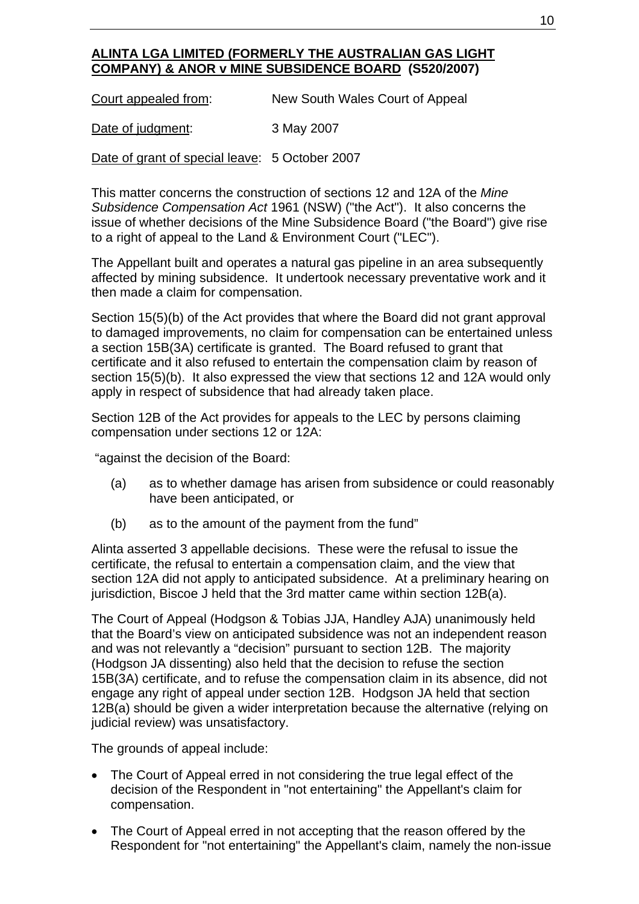**ALINTA LGA LIMITED (FORMERLY THE AUSTRALIAN GAS LIGHT COMPANY) & ANOR v MINE SUBSIDENCE BOARD (S520/2007)**

Court appealed from: New South Wales Court of Appeal

Date of judgment: 3 May 2007

Date of grant of special leave: 5 October 2007

This matter concerns the construction of sections 12 and 12A of the *Mine Subsidence Compensation Act* 1961 (NSW) ("the Act"). It also concerns the issue of whether decisions of the Mine Subsidence Board ("the Board") give rise to a right of appeal to the Land & Environment Court ("LEC").

The Appellant built and operates a natural gas pipeline in an area subsequently affected by mining subsidence. It undertook necessary preventative work and it then made a claim for compensation.

Section 15(5)(b) of the Act provides that where the Board did not grant approval to damaged improvements, no claim for compensation can be entertained unless a section 15B(3A) certificate is granted. The Board refused to grant that certificate and it also refused to entertain the compensation claim by reason of section 15(5)(b). It also expressed the view that sections 12 and 12A would only apply in respect of subsidence that had already taken place.

Section 12B of the Act provides for appeals to the LEC by persons claiming compensation under sections 12 or 12A:

"against the decision of the Board:

(a) as to whether damage has arisen from subsidence or could reasonably have been anticipated, or

(b) as to the amount of the payment from the fund"

Alinta asserted 3 appellable decisions. These were the refusal to issue the certificate, the refusal to entertain a compensation claim, and the view that section 12A did not apply to anticipated subsidence. At a preliminary hearing on jurisdiction, Biscoe J held that the 3rd matter came within section 12B(a).

The Court of Appeal (Hodgson & Tobias JJA, Handley AJA) unanimously held that the Board's view on anticipated subsidence was not an independent reason and was not relevantly a "decision" pursuant to section 12B. The majority (Hodgson JA dissenting) also held that the decision to refuse the section 15B(3A) certificate, and to refuse the compensation claim in its absence, did not engage any right of appeal under section 12B. Hodgson JA held that section 12B(a) should be given a wider interpretation because the alternative (relying on judicial review) was unsatisfactory.

The grounds of appeal include:

- The Court of Appeal erred in not considering the true legal effect of the decision of the Respondent in "not entertaining" the Appellant's claim for compensation.
- The Court of Appeal erred in not accepting that the reason offered by the Respondent for "not entertaining" the Appellant's claim, namely the non-issue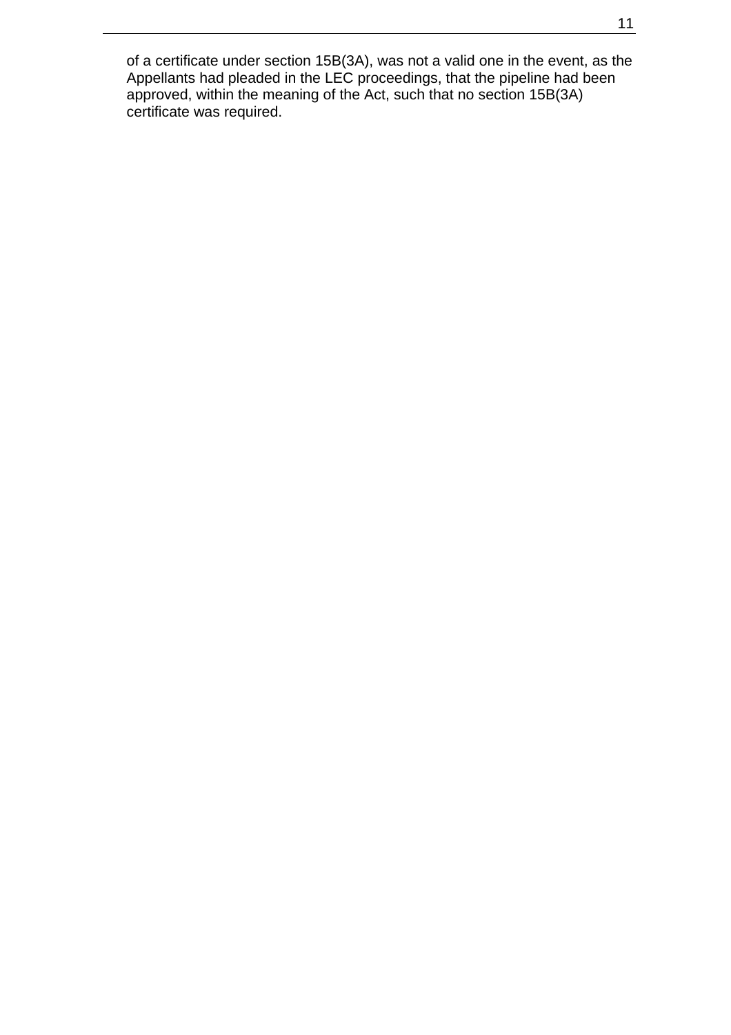of a certificate under section 15B(3A), was not a valid one in the event, as the Appellants had pleaded in the LEC proceedings, that the pipeline had been approved, within the meaning of the Act, such that no section 15B(3A) certificate was required.